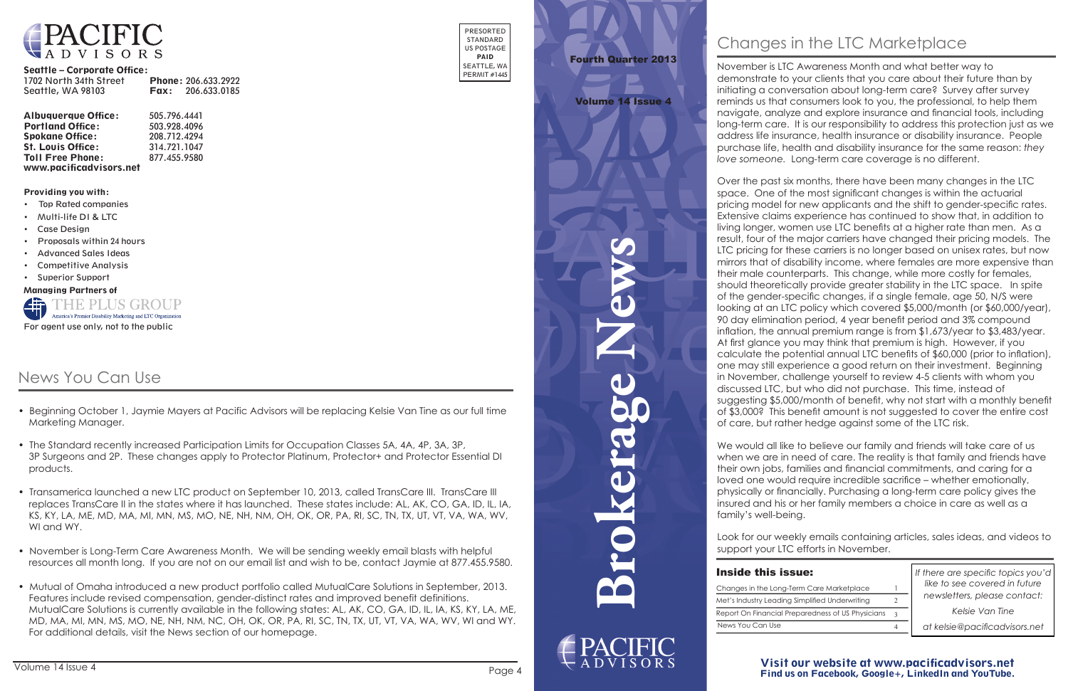# PACIFIC ADVISORS

**Seattle – Corporate Office:**
1702 North 34th Street
Seattle, WA 98103

**Phone:** 206.633.2922
**Fax:** 206.633.0185

**Albuquerque Office:** 505.796.4441
**Portland Office:** 503.928.4096
**Spokane Office:** 208.712.4294
**St. Louis Office:** 314.721.1047
**Toll Free Phone:** 877.455.9580
**www.pacificadvisors.net**

**Providing you with:**

- Top Rated companies
- Multi-life DI & LTC
- Case Design
- Proposals within 24 hours
- Advanced Sales Ideas
- Competitive Analysis
- Superior Support

**Managing Partners of**

THE PLUS GROUP
America's Premier Disability Marketing and LTC Organization

For agent use only, not to the public

PRESORTED STANDARD US POSTAGE **PAID** SEATTLE, WA PERMIT #1445

## News You Can Use

- Beginning October 1, Jaymie Mayers at Pacific Advisors will be replacing Kelsie Van Tine as our full time Marketing Manager.
- The Standard recently increased Participation Limits for Occupation Classes 5A, 4A, 4P, 3A, 3P, 3P Surgeons and 2P. These changes apply to Protector Platinum, Protector+ and Protector Essential DI products.
- Transamerica launched a new LTC product on September 10, 2013, called TransCare III. TransCare III replaces TransCare II in the states where it has launched. These states include: AL, AK, CO, GA, ID, IL, IA, KS, KY, LA, ME, MD, MA, MI, MN, MS, MO, NE, NH, NM, OH, OK, OR, PA, RI, SC, TN, TX, UT, VT, VA, WA, WV, WI and WY.
- November is Long-Term Care Awareness Month. We will be sending weekly email blasts with helpful resources all month long. If you are not on our email list and wish to be, contact Jaymie at 877.455.9580.
- Mutual of Omaha introduced a new product portfolio called MutualCare Solutions in September, 2013. Features include revised compensation, gender-distinct rates and improved benefit definitions. MutualCare Solutions is currently available in the following states: AL, AK, CO, GA, ID, IL, IA, KS, KY, LA, ME, MD, MA, MI, MN, MS, MO, NE, NH, NM, NC, OH, OK, OR, PA, RI, SC, TN, TX, UT, VT, VA, WA, WV, WI and WY. For additional details, visit the News section of our homepage.

**Fourth Quarter 2013**

**Volume 14 Issue 4**

# Brokerage News

PACIFIC ADVISORS

## Changes in the LTC Marketplace

November is LTC Awareness Month and what better way to demonstrate to your clients that you care about their future than by initiating a conversation about long-term care? Survey after survey reminds us that consumers look to you, the professional, to help them navigate, analyze and explore insurance and financial tools, including long-term care. It is our responsibility to address this protection just as we address life insurance, health insurance or disability insurance. People purchase life, health and disability insurance for the same reason: *they love someone.* Long-term care coverage is no different.

Over the past six months, there have been many changes in the LTC space. One of the most significant changes is within the actuarial pricing model for new applicants and the shift to gender-specific rates. Extensive claims experience has continued to show that, in addition to living longer, women use LTC benefits at a higher rate than men. As a result, four of the major carriers have changed their pricing models. The LTC pricing for these carriers is no longer based on unisex rates, but now mirrors that of disability income, where females are more expensive than their male counterparts. This change, while more costly for females, should theoretically provide greater stability in the LTC space. In spite of the gender-specific changes, if a single female, age 50, N/S were looking at an LTC policy which covered $5,000/month (or $60,000/year), 90 day elimination period, 4 year benefit period and 3% compound inflation, the annual premium range is from $1,673/year to $3,483/year. At first glance you may think that premium is high. However, if you calculate the potential annual LTC benefits of $60,000 (prior to inflation), one may still experience a good return on their investment. Beginning in November, challenge yourself to review 4-5 clients with whom you discussed LTC, but who did not purchase. This time, instead of suggesting $5,000/month of benefit, why not start with a monthly benefit of $3,000? This benefit amount is not suggested to cover the entire cost of care, but rather hedge against some of the LTC risk.

We would all like to believe our family and friends will take care of us when we are in need of care. The reality is that family and friends have their own jobs, families and financial commitments, and caring for a loved one would require incredible sacrifice – whether emotionally, physically or financially. Purchasing a long-term care policy gives the insured and his or her family members a choice in care as well as a family's well-being.

Look for our weekly emails containing articles, sales ideas, and videos to support your LTC efforts in November.

### Inside this issue:

| | |
|---|---|
| Changes in the Long-Term Care Marketplace | 1 |
| Met's Industry Leading Simplified Underwriting | 2 |
| Report On Financial Preparedness of US Physicians | 3 |
| News You Can Use | 4 |

*If there are specific topics you'd like to see covered in future newsletters, please contact:*

*Kelsie Van Tine*

*at kelsie@pacificadvisors.net*

**Visit our website at www.pacificadvisors.net**
**Find us on Facebook, Google+, LinkedIn and YouTube.**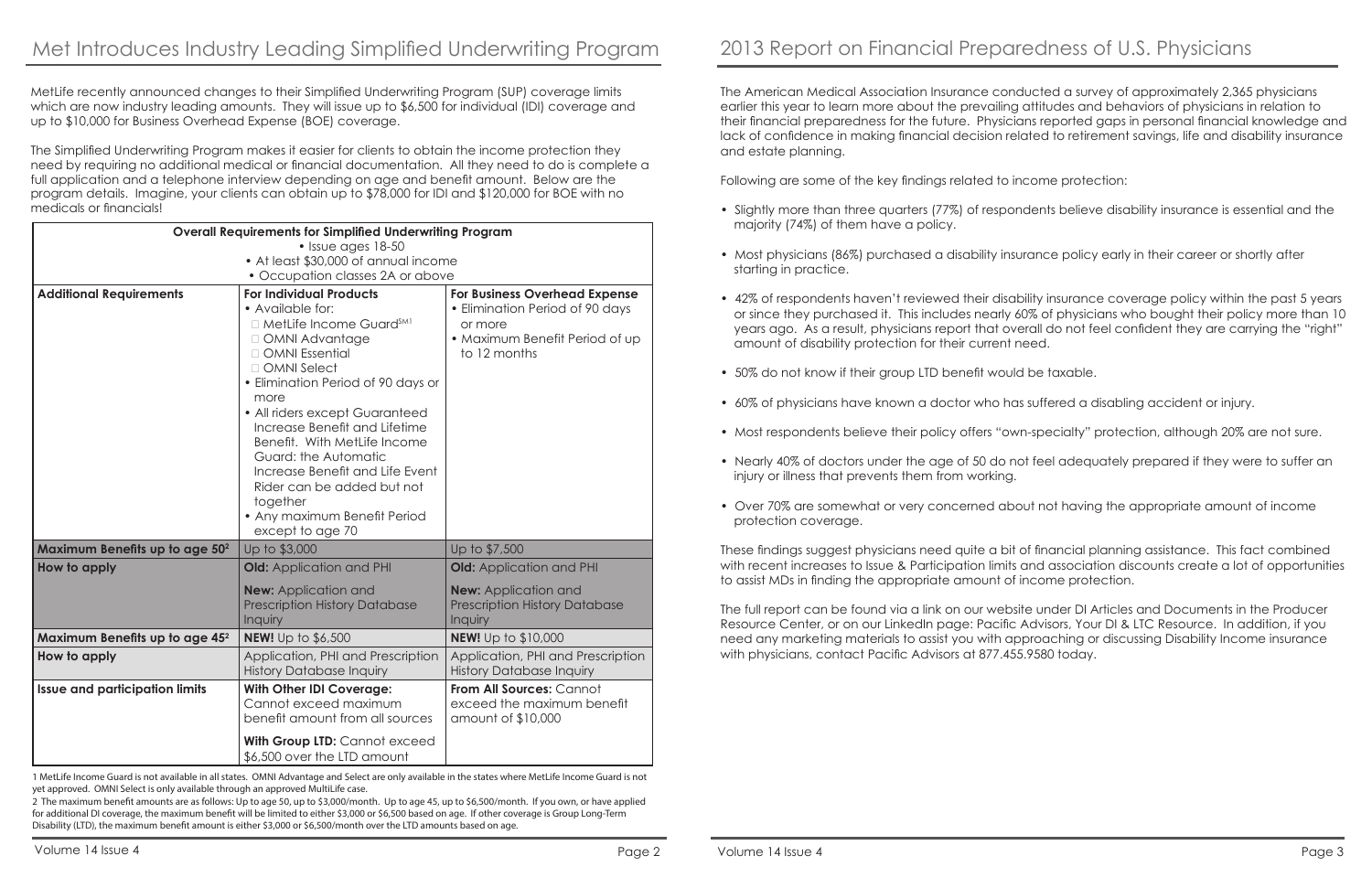# Met Introduces Industry Leading Simplified Underwriting Program

MetLife recently announced changes to their Simplified Underwriting Program (SUP) coverage limits which are now industry leading amounts. They will issue up to $6,500 for individual (IDI) coverage and up to $10,000 for Business Overhead Expense (BOE) coverage.

The Simplified Underwriting Program makes it easier for clients to obtain the income protection they need by requiring no additional medical or financial documentation. All they need to do is complete a full application and a telephone interview depending on age and benefit amount. Below are the program details. Imagine, your clients can obtain up to $78,000 for IDI and $120,000 for BOE with no medicals or financials!

| **Overall Requirements for Simplified Underwriting Program**<br>• Issue ages 18-50<br>• At least $30,000 of annual income<br>• Occupation classes 2A or above | | |
|---|---|---|
| **Additional Requirements** | **For Individual Products**<br>• Available for:<br>□ MetLife Income Guard[SM1]<br>□ OMNI Advantage<br>□ OMNI Essential<br>□ OMNI Select<br>• Elimination Period of 90 days or more<br>• All riders except Guaranteed Increase Benefit and Lifetime Benefit. With MetLife Income Guard: the Automatic Increase Benefit and Life Event Rider can be added but not together<br>• Any maximum Benefit Period except to age 70 | **For Business Overhead Expense**<br>• Elimination Period of 90 days or more<br>• Maximum Benefit Period of up to 12 months |
| **Maximum Benefits up to age 50[2]** | Up to $3,000 | Up to $7,500 |
| **How to apply** | **Old:** Application and PHI<br>**New:** Application and Prescription History Database Inquiry | **Old:** Application and PHI<br>**New:** Application and Prescription History Database Inquiry |
| **Maximum Benefits up to age 45[2]** | **NEW!** Up to $6,500 | **NEW!** Up to $10,000 |
| **How to apply** | Application, PHI and Prescription History Database Inquiry | Application, PHI and Prescription History Database Inquiry |
| **Issue and participation limits** | **With Other IDI Coverage:** Cannot exceed maximum benefit amount from all sources<br>**With Group LTD:** Cannot exceed $6,500 over the LTD amount | **From All Sources:** Cannot exceed the maximum benefit amount of $10,000 |

1 MetLife Income Guard is not available in all states. OMNI Advantage and Select are only available in the states where MetLife Income Guard is not yet approved. OMNI Select is only available through an approved MultiLife case.

2 The maximum benefit amounts are as follows: Up to age 50, up to $3,000/month. Up to age 45, up to $6,500/month. If you own, or have applied for additional DI coverage, the maximum benefit will be limited to either $3,000 or $6,500 based on age. If other coverage is Group Long-Term Disability (LTD), the maximum benefit amount is either $3,000 or $6,500/month over the LTD amounts based on age.

# 2013 Report on Financial Preparedness of U.S. Physicians

The American Medical Association Insurance conducted a survey of approximately 2,365 physicians earlier this year to learn more about the prevailing attitudes and behaviors of physicians in relation to their financial preparedness for the future. Physicians reported gaps in personal financial knowledge and lack of confidence in making financial decision related to retirement savings, life and disability insurance and estate planning.

Following are some of the key findings related to income protection:

- Slightly more than three quarters (77%) of respondents believe disability insurance is essential and the majority (74%) of them have a policy.
- Most physicians (86%) purchased a disability insurance policy early in their career or shortly after starting in practice.
- 42% of respondents haven't reviewed their disability insurance coverage policy within the past 5 years or since they purchased it. This includes nearly 60% of physicians who bought their policy more than 10 years ago. As a result, physicians report that overall do not feel confident they are carrying the "right" amount of disability protection for their current need.
- 50% do not know if their group LTD benefit would be taxable.
- 60% of physicians have known a doctor who has suffered a disabling accident or injury.
- Most respondents believe their policy offers "own-specialty" protection, although 20% are not sure.
- Nearly 40% of doctors under the age of 50 do not feel adequately prepared if they were to suffer an injury or illness that prevents them from working.
- Over 70% are somewhat or very concerned about not having the appropriate amount of income protection coverage.

These findings suggest physicians need quite a bit of financial planning assistance. This fact combined with recent increases to Issue & Participation limits and association discounts create a lot of opportunities to assist MDs in finding the appropriate amount of income protection.

The full report can be found via a link on our website under DI Articles and Documents in the Producer Resource Center, or on our LinkedIn page: Pacific Advisors, Your DI & LTC Resource. In addition, if you need any marketing materials to assist you with approaching or discussing Disability Income insurance with physicians, contact Pacific Advisors at 877.455.9580 today.